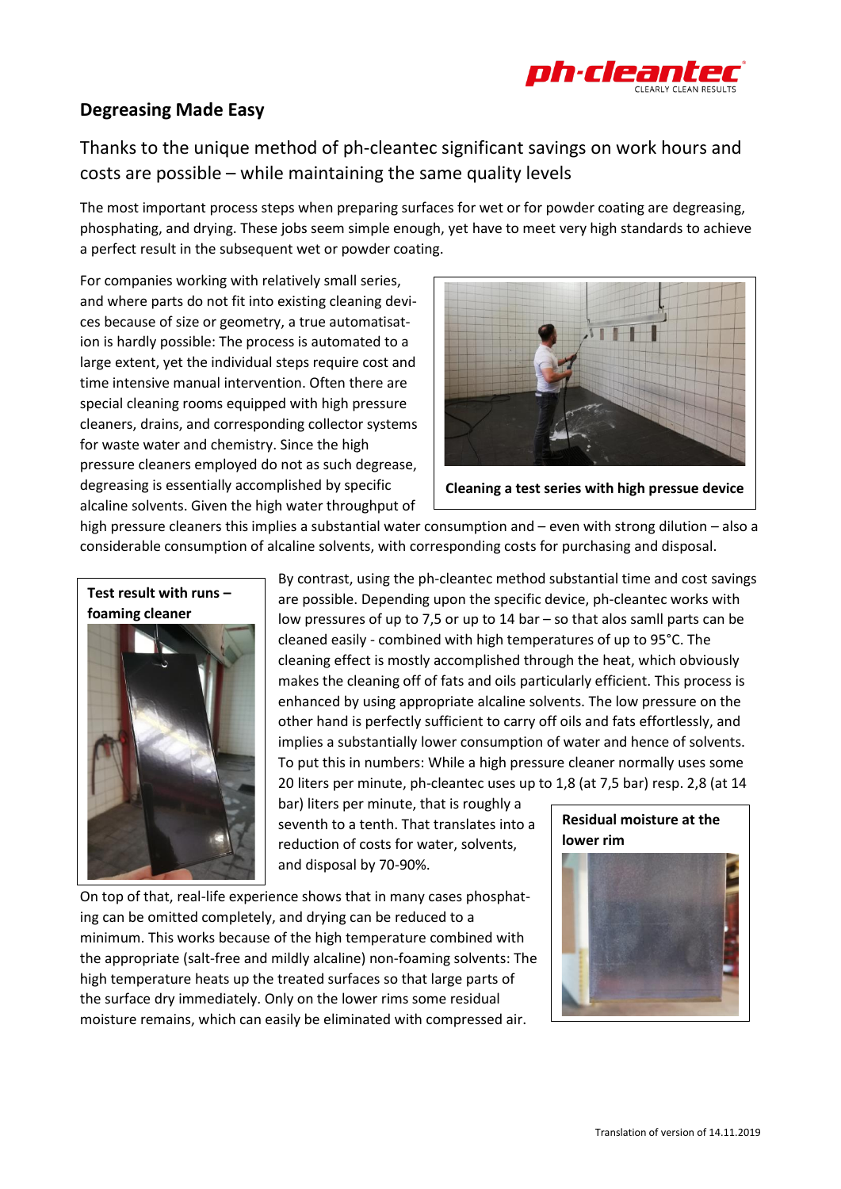## Degreasing Made Easy

Thanks to the unique method of ph-cleantec significant savings on work hours and costs are possible – while maintaining the same quality levels

The most important process steps when preparing surfaces for wet or for powder coating are degreasing, phosphating, and drying. These jobs seem simple enough, yet have to meet very high standards to achieve a perfect result in the subsequent wet or powder coating.

For companies working with relatively small series, and where parts do not fit into existing cleaning devices because of size or geometry, a true automatisation is hardly possible: The process is automated to a large extent, yet the individual steps require cost and time intensive manual intervention. Often there are special cleaning rooms equipped with high pressure cleaners, drains, and corresponding collector systems for waste water and chemistry. Since the high pressure cleaners employed do not as such degrease, degreasing is essentially accomplished by specific alcaline solvents. Given the high water throughput of high pressure cleaners this implies a substantial water consumption and – even with strong dilution – also a considerable consumption of alcaline solvents, with corresponding costs for purchasing and disposal.

**Cleaning a test series with high pressue device**

**Test result with runs – foaming cleaner**

By contrast, using the ph-cleantec method substantial time and cost savings are possible. Depending upon the specific device, ph-cleantec works with low pressures of up to 7,5 or up to 14 bar – so that alos samll parts can be cleaned easily - combined with high temperatures of up to 95°C. The cleaning effect is mostly accomplished through the heat, which obviously makes the cleaning off of fats and oils particularly efficient. This process is enhanced by using appropriate alcaline solvents. The low pressure on the other hand is perfectly sufficient to carry off oils and fats effortlessly, and implies a substantially lower consumption of water and hence of solvents. To put this in numbers: While a high pressure cleaner normally uses some 20 liters per minute, ph-cleantec uses up to 1,8 (at 7,5 bar) resp. 2,8 (at 14 bar) liters per minute, that is roughly a seventh to a tenth. That translates into a reduction of costs for water, solvents, and disposal by 70-90%.

On top of that, real-life experience shows that in many cases phosphating can be omitted completely, and drying can be reduced to a minimum. This works because of the high temperature combined with the appropriate (salt-free and mildly alcaline) non-foaming solvents: The high temperature heats up the treated surfaces so that large parts of the surface dry immediately. Only on the lower rims some residual moisture remains, which can easily be eliminated with compressed air.

**Residual moisture at the lower rim**

Translation of version of 14.11.2019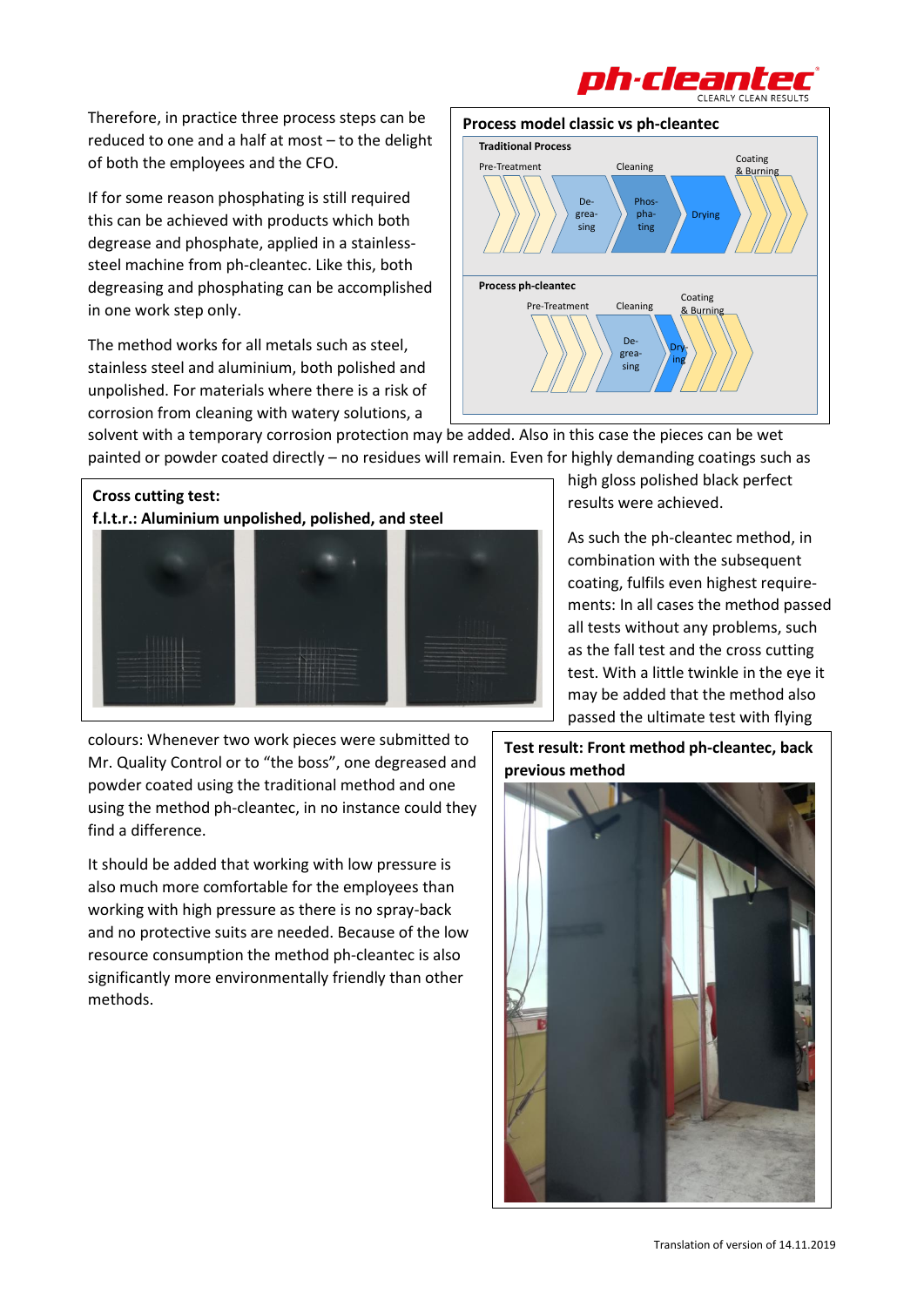Therefore, in practice three process steps can be reduced to one and a half at most – to the delight of both the employees and the CFO.

If for some reason phosphating is still required this can be achieved with products which both degrease and phosphate, applied in a stainless-steel machine from ph-cleantec. Like this, both degreasing and phosphating can be accomplished in one work step only.

**Process model classic vs ph-cleantec**

Traditional Process

Pre-Treatment
Cleaning
Coating & Burning
De-grea-sing
Phos-pha-ting
Drying

Process ph-cleantec

Pre-Treatment
Cleaning
Coating & Burning
De-grea-sing
Dry-ing

The method works for all metals such as steel, stainless steel and aluminium, both polished and unpolished. For materials where there is a risk of corrosion from cleaning with watery solutions, a solvent with a temporary corrosion protection may be added. Also in this case the pieces can be wet painted or powder coated directly – no residues will remain. Even for highly demanding coatings such as high gloss polished black perfect results were achieved.

**Cross cutting test:**
**f.l.t.r.: Aluminium unpolished, polished, and steel**

As such the ph-cleantec method, in combination with the subsequent coating, fulfils even highest require-ments: In all cases the method passed all tests without any problems, such as the fall test and the cross cutting test. With a little twinkle in the eye it may be added that the method also passed the ultimate test with flying colours: Whenever two work pieces were submitted to Mr. Quality Control or to "the boss", one degreased and powder coated using the traditional method and one using the method ph-cleantec, in no instance could they find a difference.

It should be added that working with low pressure is also much more comfortable for the employees than working with high pressure as there is no spray-back and no protective suits are needed. Because of the low resource consumption the method ph-cleantec is also significantly more environmentally friendly than other methods.

**Test result: Front method ph-cleantec, back previous method**

Translation of version of 14.11.2019